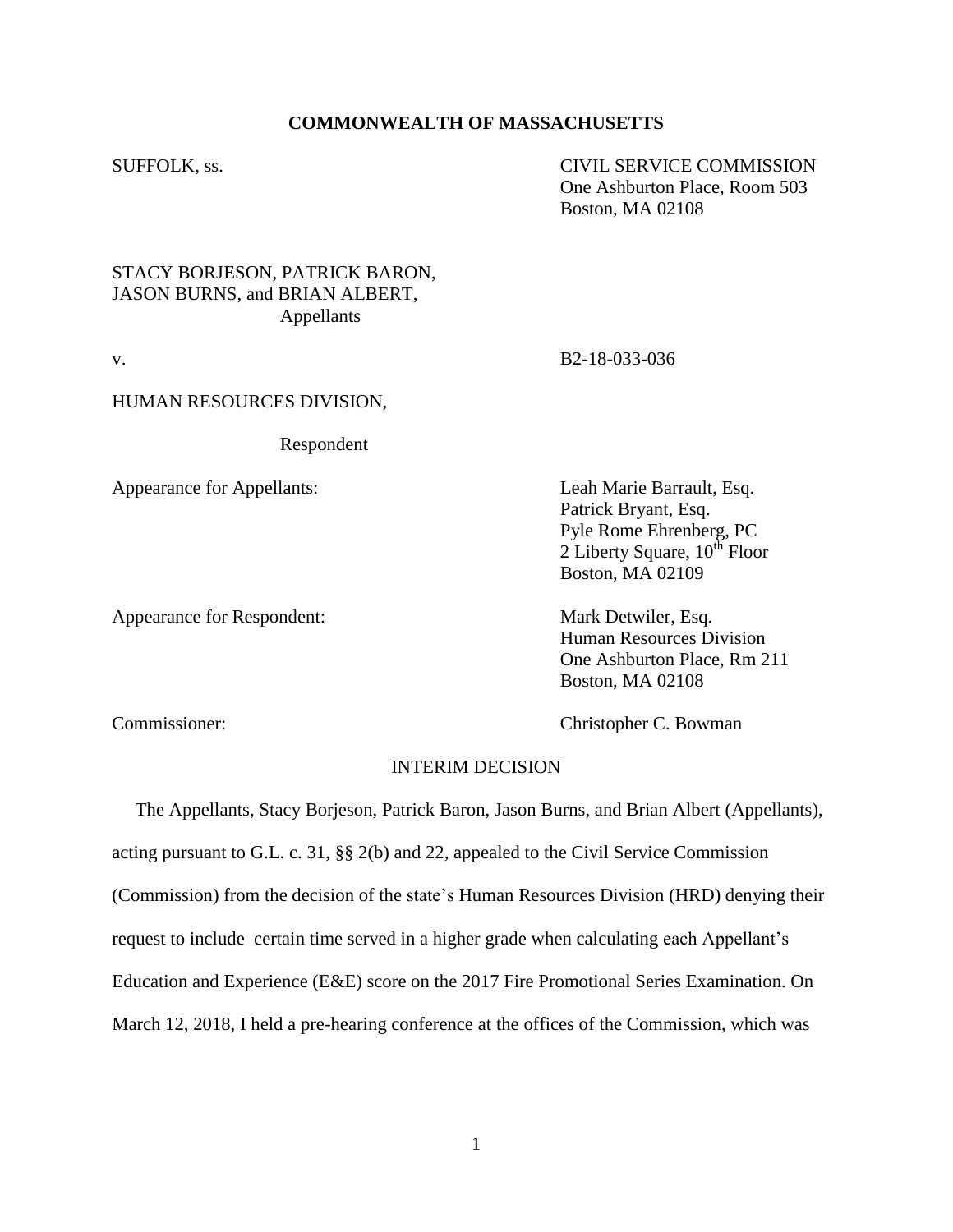**COMMONWEALTH OF MASSACHUSETTS**

SUFFOLK, ss.

CIVIL SERVICE COMMISSION
One Ashburton Place, Room 503
Boston, MA 02108

STACY BORJESON, PATRICK BARON,
JASON BURNS, and BRIAN ALBERT,
Appellants

v.

B2-18-033-036

HUMAN RESOURCES DIVISION,

Respondent

Appearance for Appellants:

Leah Marie Barrault, Esq.
Patrick Bryant, Esq.
Pyle Rome Ehrenberg, PC
2 Liberty Square, 10th Floor
Boston, MA 02109

Appearance for Respondent:

Mark Detwiler, Esq.
Human Resources Division
One Ashburton Place, Rm 211
Boston, MA 02108

Commissioner:

Christopher C. Bowman

INTERIM DECISION

The Appellants, Stacy Borjeson, Patrick Baron, Jason Burns, and Brian Albert (Appellants), acting pursuant to G.L. c. 31, §§ 2(b) and 22, appealed to the Civil Service Commission (Commission) from the decision of the state's Human Resources Division (HRD) denying their request to include certain time served in a higher grade when calculating each Appellant's Education and Experience (E&E) score on the 2017 Fire Promotional Series Examination. On March 12, 2018, I held a pre-hearing conference at the offices of the Commission, which was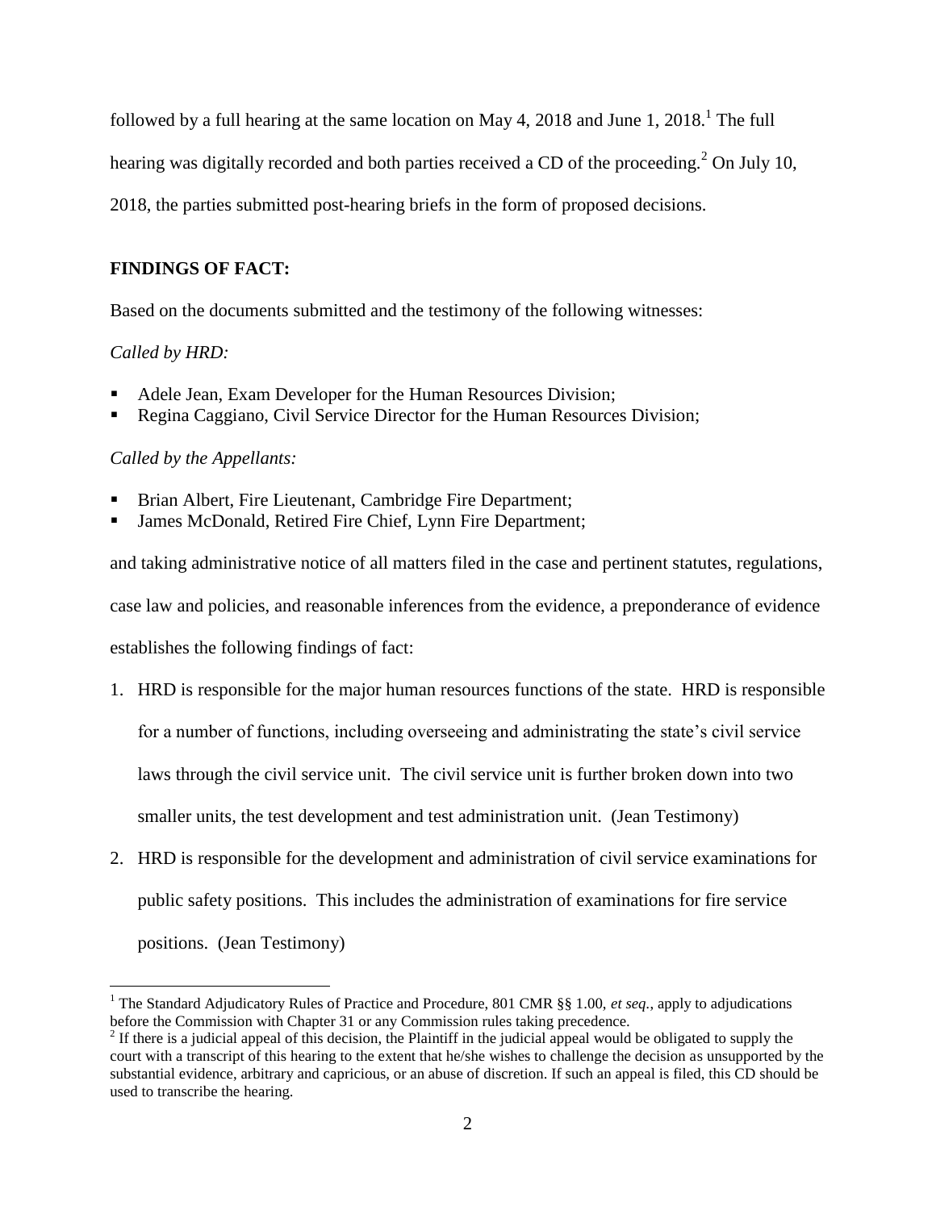followed by a full hearing at the same location on May 4, 2018 and June 1, 2018.[1] The full hearing was digitally recorded and both parties received a CD of the proceeding.[2] On July 10, 2018, the parties submitted post-hearing briefs in the form of proposed decisions.

**FINDINGS OF FACT:**

Based on the documents submitted and the testimony of the following witnesses:

*Called by HRD:*

- Adele Jean, Exam Developer for the Human Resources Division;
- Regina Caggiano, Civil Service Director for the Human Resources Division;

*Called by the Appellants:*

- Brian Albert, Fire Lieutenant, Cambridge Fire Department;
- James McDonald, Retired Fire Chief, Lynn Fire Department;

and taking administrative notice of all matters filed in the case and pertinent statutes, regulations, case law and policies, and reasonable inferences from the evidence, a preponderance of evidence establishes the following findings of fact:

1. HRD is responsible for the major human resources functions of the state. HRD is responsible for a number of functions, including overseeing and administrating the state's civil service laws through the civil service unit. The civil service unit is further broken down into two smaller units, the test development and test administration unit. (Jean Testimony)
2. HRD is responsible for the development and administration of civil service examinations for public safety positions. This includes the administration of examinations for fire service positions. (Jean Testimony)

---

[1] The Standard Adjudicatory Rules of Practice and Procedure, 801 CMR §§ 1.00, *et seq.*, apply to adjudications before the Commission with Chapter 31 or any Commission rules taking precedence.

[2] If there is a judicial appeal of this decision, the Plaintiff in the judicial appeal would be obligated to supply the court with a transcript of this hearing to the extent that he/she wishes to challenge the decision as unsupported by the substantial evidence, arbitrary and capricious, or an abuse of discretion. If such an appeal is filed, this CD should be used to transcribe the hearing.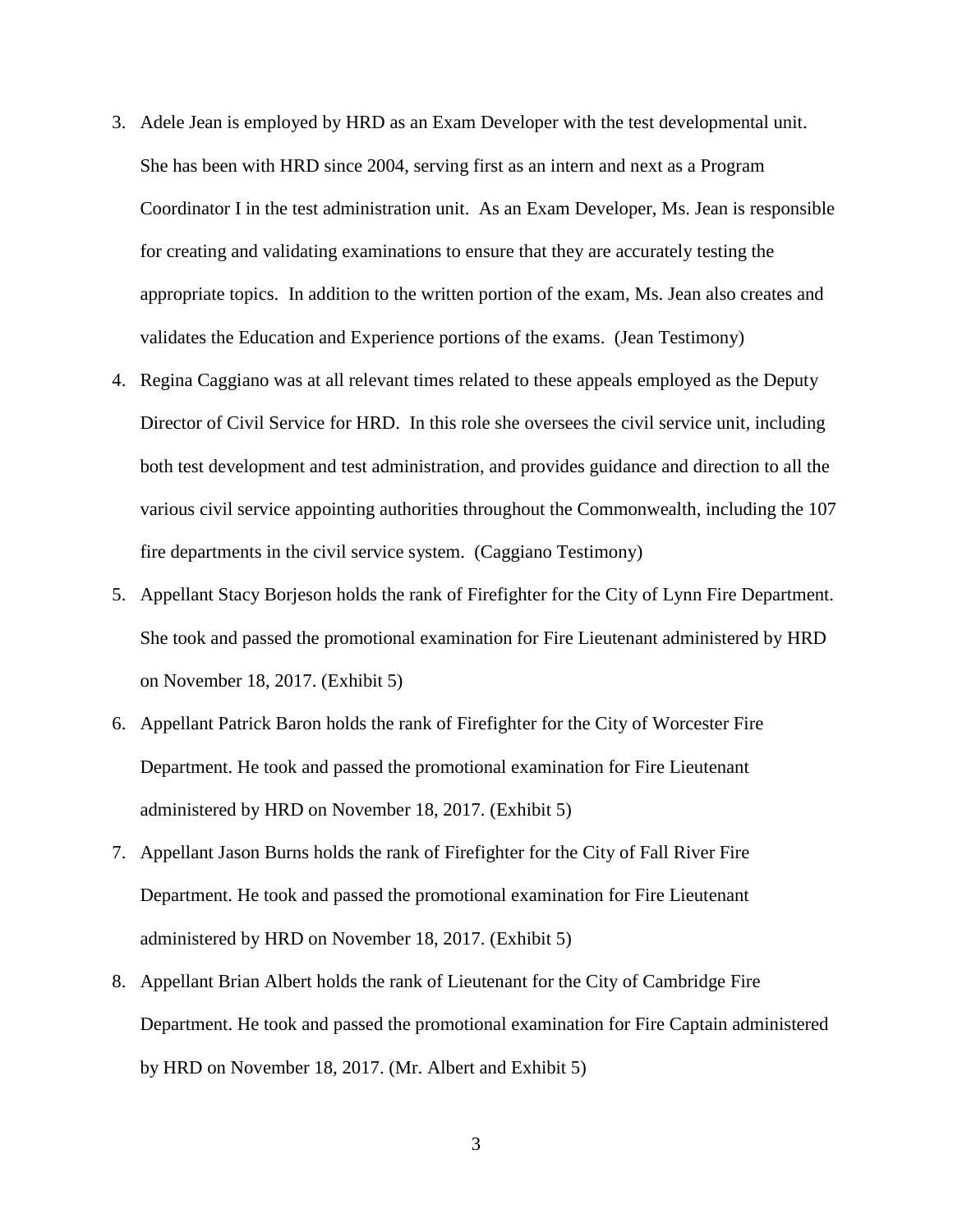3. Adele Jean is employed by HRD as an Exam Developer with the test developmental unit. She has been with HRD since 2004, serving first as an intern and next as a Program Coordinator I in the test administration unit. As an Exam Developer, Ms. Jean is responsible for creating and validating examinations to ensure that they are accurately testing the appropriate topics. In addition to the written portion of the exam, Ms. Jean also creates and validates the Education and Experience portions of the exams. (Jean Testimony)
4. Regina Caggiano was at all relevant times related to these appeals employed as the Deputy Director of Civil Service for HRD. In this role she oversees the civil service unit, including both test development and test administration, and provides guidance and direction to all the various civil service appointing authorities throughout the Commonwealth, including the 107 fire departments in the civil service system. (Caggiano Testimony)
5. Appellant Stacy Borjeson holds the rank of Firefighter for the City of Lynn Fire Department. She took and passed the promotional examination for Fire Lieutenant administered by HRD on November 18, 2017. (Exhibit 5)
6. Appellant Patrick Baron holds the rank of Firefighter for the City of Worcester Fire Department. He took and passed the promotional examination for Fire Lieutenant administered by HRD on November 18, 2017. (Exhibit 5)
7. Appellant Jason Burns holds the rank of Firefighter for the City of Fall River Fire Department. He took and passed the promotional examination for Fire Lieutenant administered by HRD on November 18, 2017. (Exhibit 5)
8. Appellant Brian Albert holds the rank of Lieutenant for the City of Cambridge Fire Department. He took and passed the promotional examination for Fire Captain administered by HRD on November 18, 2017. (Mr. Albert and Exhibit 5)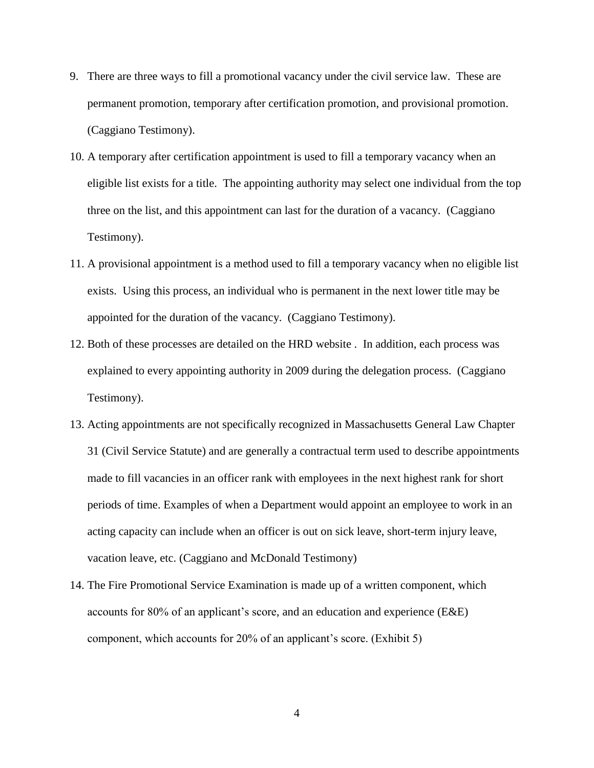9. There are three ways to fill a promotional vacancy under the civil service law. These are permanent promotion, temporary after certification promotion, and provisional promotion. (Caggiano Testimony).

10. A temporary after certification appointment is used to fill a temporary vacancy when an eligible list exists for a title. The appointing authority may select one individual from the top three on the list, and this appointment can last for the duration of a vacancy. (Caggiano Testimony).

11. A provisional appointment is a method used to fill a temporary vacancy when no eligible list exists. Using this process, an individual who is permanent in the next lower title may be appointed for the duration of the vacancy. (Caggiano Testimony).

12. Both of these processes are detailed on the HRD website . In addition, each process was explained to every appointing authority in 2009 during the delegation process. (Caggiano Testimony).

13. Acting appointments are not specifically recognized in Massachusetts General Law Chapter 31 (Civil Service Statute) and are generally a contractual term used to describe appointments made to fill vacancies in an officer rank with employees in the next highest rank for short periods of time. Examples of when a Department would appoint an employee to work in an acting capacity can include when an officer is out on sick leave, short-term injury leave, vacation leave, etc. (Caggiano and McDonald Testimony)

14. The Fire Promotional Service Examination is made up of a written component, which accounts for 80% of an applicant's score, and an education and experience (E&E) component, which accounts for 20% of an applicant's score. (Exhibit 5)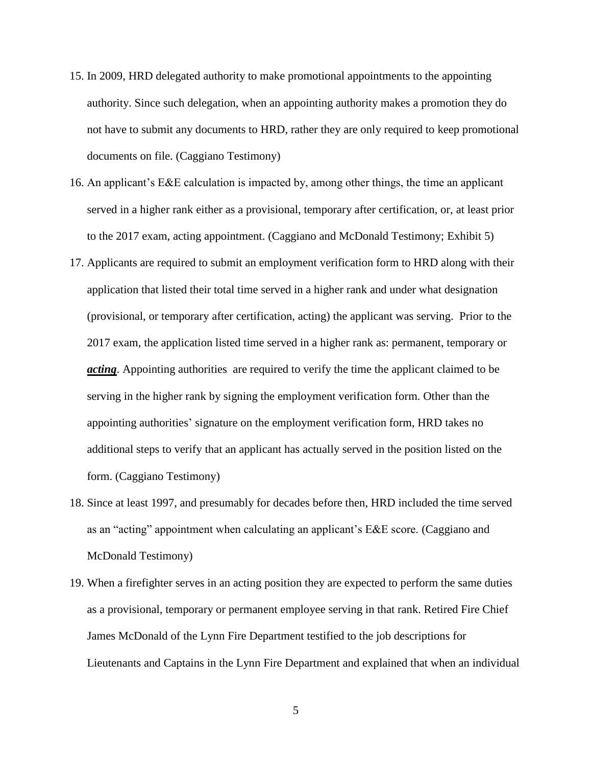15. In 2009, HRD delegated authority to make promotional appointments to the appointing authority. Since such delegation, when an appointing authority makes a promotion they do not have to submit any documents to HRD, rather they are only required to keep promotional documents on file. (Caggiano Testimony)

16. An applicant's E&E calculation is impacted by, among other things, the time an applicant served in a higher rank either as a provisional, temporary after certification, or, at least prior to the 2017 exam, acting appointment. (Caggiano and McDonald Testimony; Exhibit 5)

17. Applicants are required to submit an employment verification form to HRD along with their application that listed their total time served in a higher rank and under what designation (provisional, or temporary after certification, acting) the applicant was serving. Prior to the 2017 exam, the application listed time served in a higher rank as: permanent, temporary or ***acting***. Appointing authorities are required to verify the time the applicant claimed to be serving in the higher rank by signing the employment verification form. Other than the appointing authorities' signature on the employment verification form, HRD takes no additional steps to verify that an applicant has actually served in the position listed on the form. (Caggiano Testimony)

18. Since at least 1997, and presumably for decades before then, HRD included the time served as an "acting" appointment when calculating an applicant's E&E score. (Caggiano and McDonald Testimony)

19. When a firefighter serves in an acting position they are expected to perform the same duties as a provisional, temporary or permanent employee serving in that rank. Retired Fire Chief James McDonald of the Lynn Fire Department testified to the job descriptions for Lieutenants and Captains in the Lynn Fire Department and explained that when an individual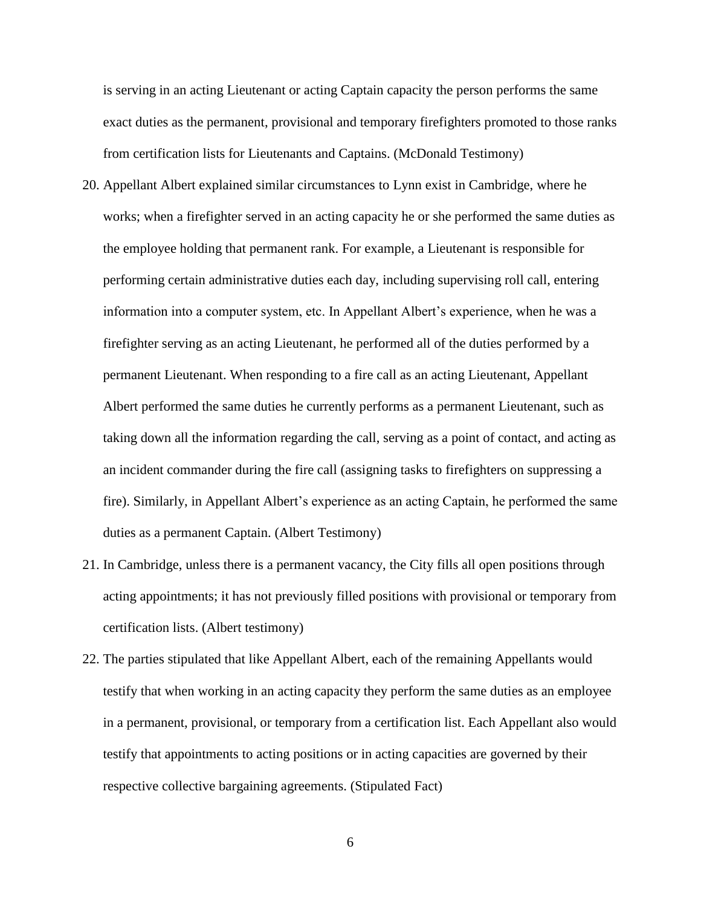is serving in an acting Lieutenant or acting Captain capacity the person performs the same exact duties as the permanent, provisional and temporary firefighters promoted to those ranks from certification lists for Lieutenants and Captains. (McDonald Testimony)

20. Appellant Albert explained similar circumstances to Lynn exist in Cambridge, where he works; when a firefighter served in an acting capacity he or she performed the same duties as the employee holding that permanent rank. For example, a Lieutenant is responsible for performing certain administrative duties each day, including supervising roll call, entering information into a computer system, etc. In Appellant Albert's experience, when he was a firefighter serving as an acting Lieutenant, he performed all of the duties performed by a permanent Lieutenant. When responding to a fire call as an acting Lieutenant, Appellant Albert performed the same duties he currently performs as a permanent Lieutenant, such as taking down all the information regarding the call, serving as a point of contact, and acting as an incident commander during the fire call (assigning tasks to firefighters on suppressing a fire). Similarly, in Appellant Albert's experience as an acting Captain, he performed the same duties as a permanent Captain. (Albert Testimony)
21. In Cambridge, unless there is a permanent vacancy, the City fills all open positions through acting appointments; it has not previously filled positions with provisional or temporary from certification lists. (Albert testimony)
22. The parties stipulated that like Appellant Albert, each of the remaining Appellants would testify that when working in an acting capacity they perform the same duties as an employee in a permanent, provisional, or temporary from a certification list. Each Appellant also would testify that appointments to acting positions or in acting capacities are governed by their respective collective bargaining agreements. (Stipulated Fact)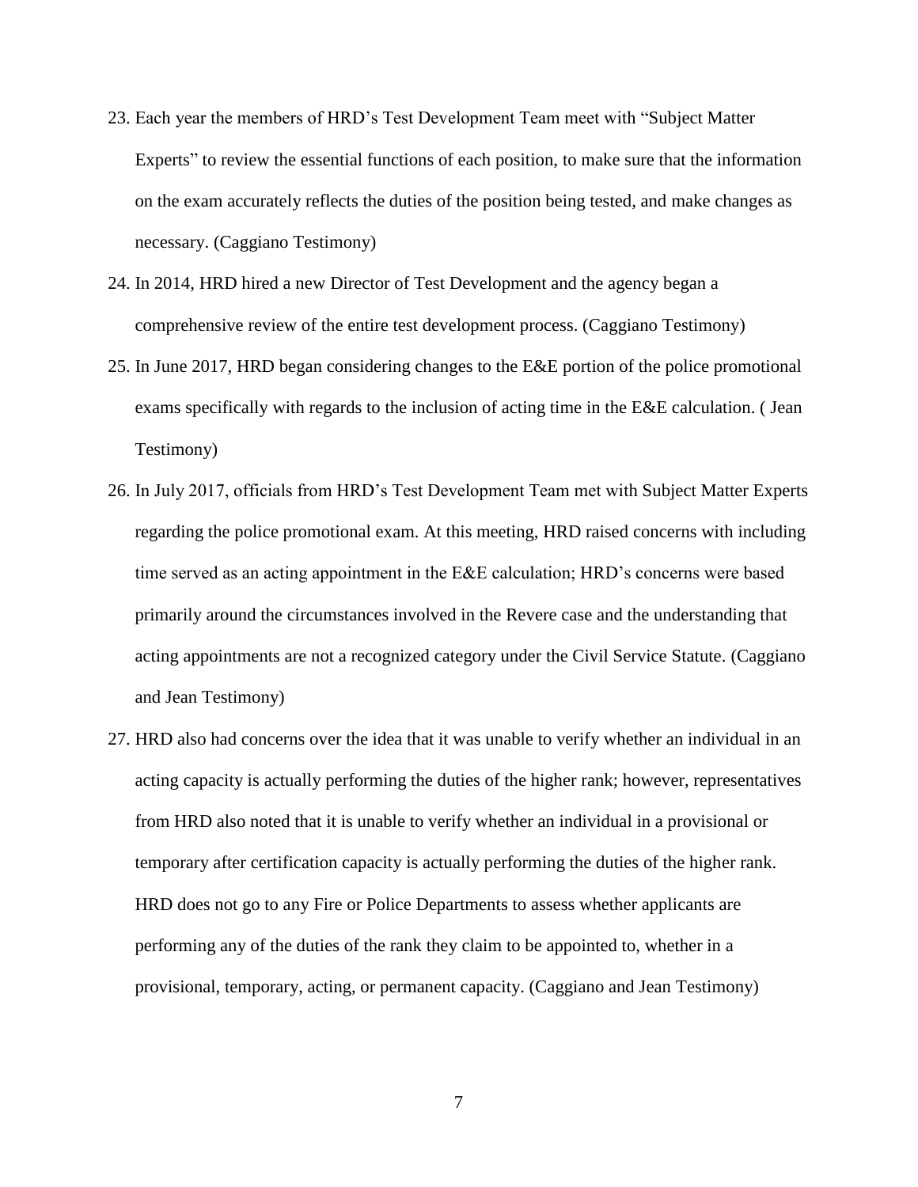23. Each year the members of HRD's Test Development Team meet with "Subject Matter Experts" to review the essential functions of each position, to make sure that the information on the exam accurately reflects the duties of the position being tested, and make changes as necessary. (Caggiano Testimony)
24. In 2014, HRD hired a new Director of Test Development and the agency began a comprehensive review of the entire test development process. (Caggiano Testimony)
25. In June 2017, HRD began considering changes to the E&E portion of the police promotional exams specifically with regards to the inclusion of acting time in the E&E calculation. ( Jean Testimony)
26. In July 2017, officials from HRD's Test Development Team met with Subject Matter Experts regarding the police promotional exam. At this meeting, HRD raised concerns with including time served as an acting appointment in the E&E calculation; HRD's concerns were based primarily around the circumstances involved in the Revere case and the understanding that acting appointments are not a recognized category under the Civil Service Statute. (Caggiano and Jean Testimony)
27. HRD also had concerns over the idea that it was unable to verify whether an individual in an acting capacity is actually performing the duties of the higher rank; however, representatives from HRD also noted that it is unable to verify whether an individual in a provisional or temporary after certification capacity is actually performing the duties of the higher rank. HRD does not go to any Fire or Police Departments to assess whether applicants are performing any of the duties of the rank they claim to be appointed to, whether in a provisional, temporary, acting, or permanent capacity. (Caggiano and Jean Testimony)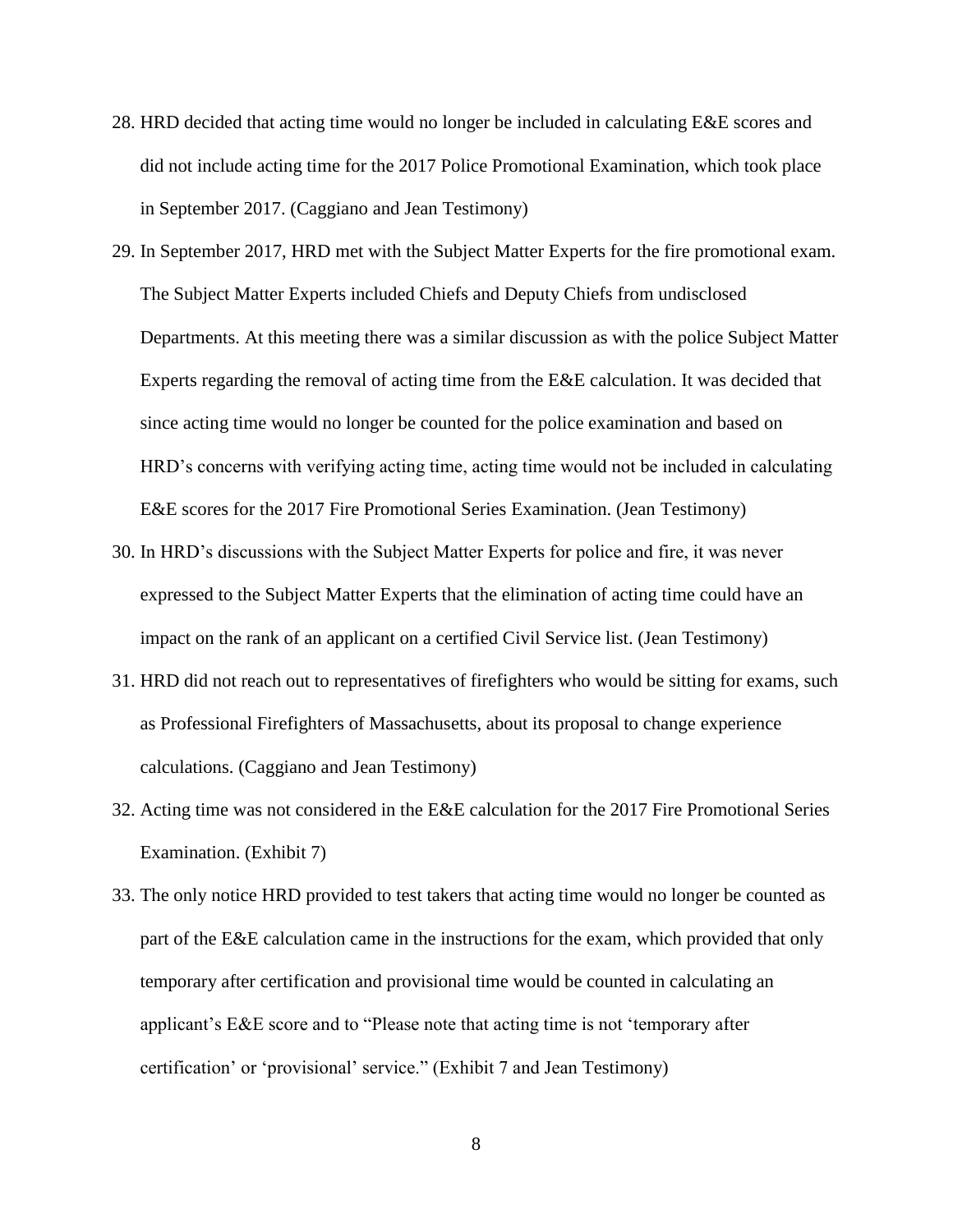28. HRD decided that acting time would no longer be included in calculating E&E scores and did not include acting time for the 2017 Police Promotional Examination, which took place in September 2017. (Caggiano and Jean Testimony)

29. In September 2017, HRD met with the Subject Matter Experts for the fire promotional exam. The Subject Matter Experts included Chiefs and Deputy Chiefs from undisclosed Departments. At this meeting there was a similar discussion as with the police Subject Matter Experts regarding the removal of acting time from the E&E calculation. It was decided that since acting time would no longer be counted for the police examination and based on HRD's concerns with verifying acting time, acting time would not be included in calculating E&E scores for the 2017 Fire Promotional Series Examination. (Jean Testimony)

30. In HRD's discussions with the Subject Matter Experts for police and fire, it was never expressed to the Subject Matter Experts that the elimination of acting time could have an impact on the rank of an applicant on a certified Civil Service list. (Jean Testimony)

31. HRD did not reach out to representatives of firefighters who would be sitting for exams, such as Professional Firefighters of Massachusetts, about its proposal to change experience calculations. (Caggiano and Jean Testimony)

32. Acting time was not considered in the E&E calculation for the 2017 Fire Promotional Series Examination. (Exhibit 7)

33. The only notice HRD provided to test takers that acting time would no longer be counted as part of the E&E calculation came in the instructions for the exam, which provided that only temporary after certification and provisional time would be counted in calculating an applicant's E&E score and to "Please note that acting time is not 'temporary after certification' or 'provisional' service." (Exhibit 7 and Jean Testimony)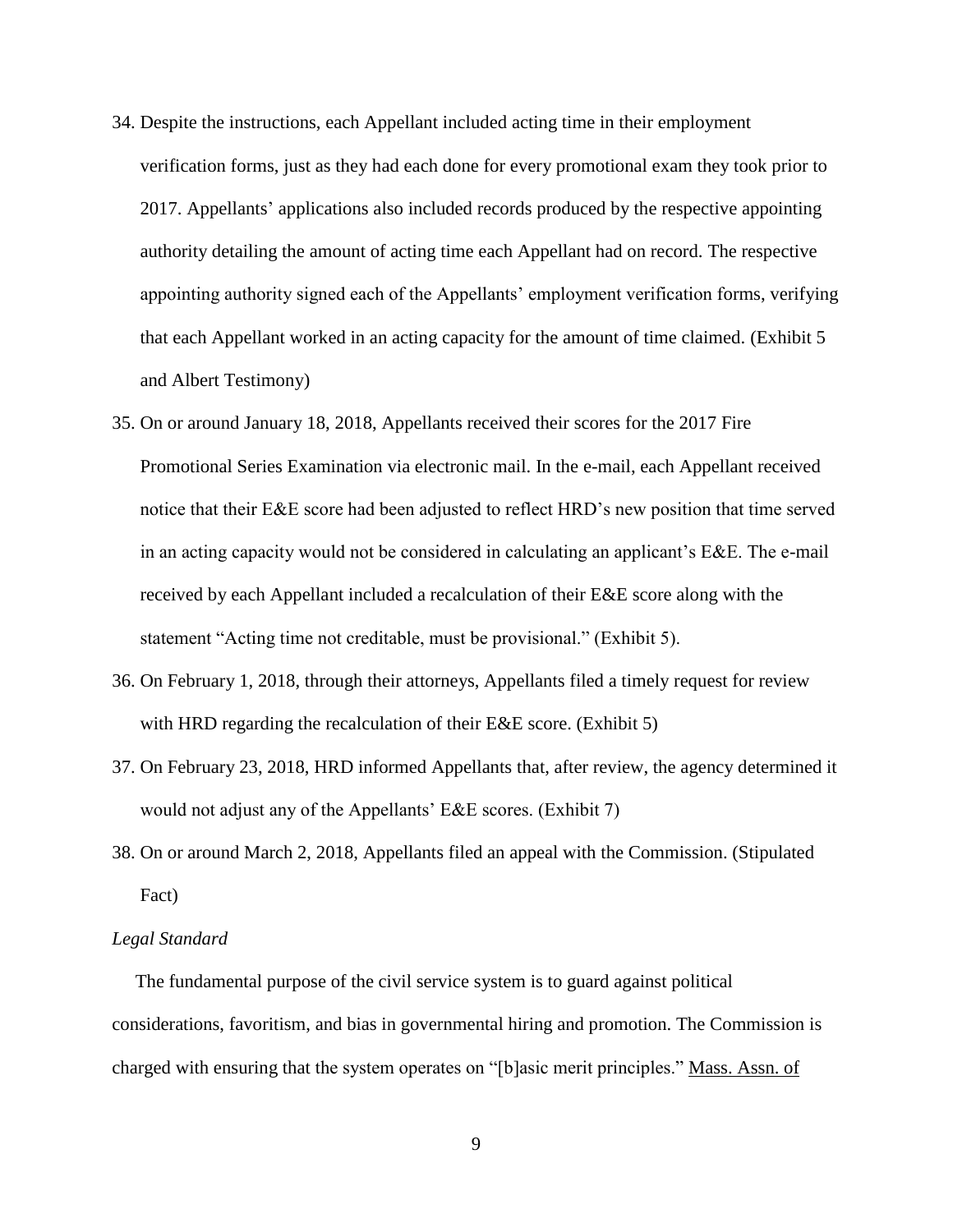34. Despite the instructions, each Appellant included acting time in their employment verification forms, just as they had each done for every promotional exam they took prior to 2017. Appellants' applications also included records produced by the respective appointing authority detailing the amount of acting time each Appellant had on record. The respective appointing authority signed each of the Appellants' employment verification forms, verifying that each Appellant worked in an acting capacity for the amount of time claimed. (Exhibit 5 and Albert Testimony)

35. On or around January 18, 2018, Appellants received their scores for the 2017 Fire Promotional Series Examination via electronic mail. In the e-mail, each Appellant received notice that their E&E score had been adjusted to reflect HRD's new position that time served in an acting capacity would not be considered in calculating an applicant's E&E. The e-mail received by each Appellant included a recalculation of their E&E score along with the statement "Acting time not creditable, must be provisional." (Exhibit 5).

36. On February 1, 2018, through their attorneys, Appellants filed a timely request for review with HRD regarding the recalculation of their E&E score. (Exhibit 5)

37. On February 23, 2018, HRD informed Appellants that, after review, the agency determined it would not adjust any of the Appellants' E&E scores. (Exhibit 7)

38. On or around March 2, 2018, Appellants filed an appeal with the Commission. (Stipulated Fact)

*Legal Standard*

The fundamental purpose of the civil service system is to guard against political considerations, favoritism, and bias in governmental hiring and promotion. The Commission is charged with ensuring that the system operates on "[b]asic merit principles." Mass. Assn. of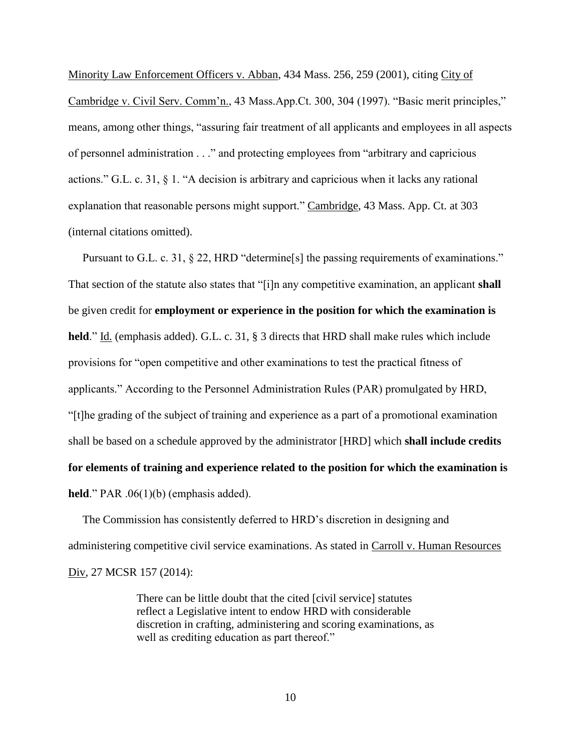Minority Law Enforcement Officers v. Abban, 434 Mass. 256, 259 (2001), citing City of Cambridge v. Civil Serv. Comm'n., 43 Mass.App.Ct. 300, 304 (1997). "Basic merit principles," means, among other things, "assuring fair treatment of all applicants and employees in all aspects of personnel administration . . ." and protecting employees from "arbitrary and capricious actions." G.L. c. 31, § 1. "A decision is arbitrary and capricious when it lacks any rational explanation that reasonable persons might support." Cambridge, 43 Mass. App. Ct. at 303 (internal citations omitted).

Pursuant to G.L. c. 31, § 22, HRD "determine[s] the passing requirements of examinations." That section of the statute also states that "[i]n any competitive examination, an applicant **shall** be given credit for **employment or experience in the position for which the examination is held**." Id. (emphasis added). G.L. c. 31, § 3 directs that HRD shall make rules which include provisions for "open competitive and other examinations to test the practical fitness of applicants." According to the Personnel Administration Rules (PAR) promulgated by HRD, "[t]he grading of the subject of training and experience as a part of a promotional examination shall be based on a schedule approved by the administrator [HRD] which **shall include credits for elements of training and experience related to the position for which the examination is held**." PAR .06(1)(b) (emphasis added).

The Commission has consistently deferred to HRD's discretion in designing and administering competitive civil service examinations. As stated in Carroll v. Human Resources Div, 27 MCSR 157 (2014):

> There can be little doubt that the cited [civil service] statutes reflect a Legislative intent to endow HRD with considerable discretion in crafting, administering and scoring examinations, as well as crediting education as part thereof."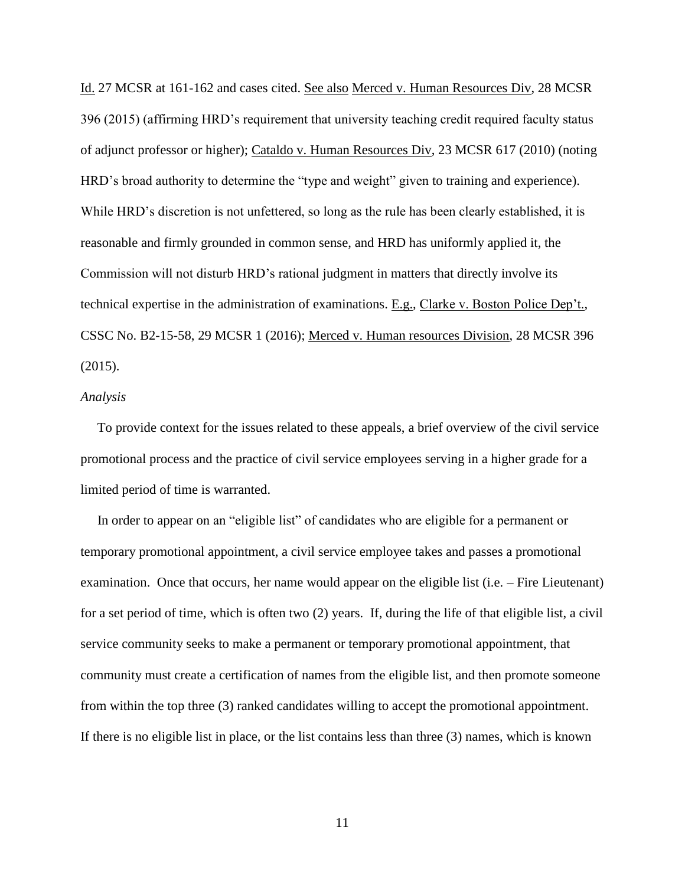Id. 27 MCSR at 161-162 and cases cited. See also Merced v. Human Resources Div, 28 MCSR 396 (2015) (affirming HRD's requirement that university teaching credit required faculty status of adjunct professor or higher); Cataldo v. Human Resources Div, 23 MCSR 617 (2010) (noting HRD's broad authority to determine the "type and weight" given to training and experience). While HRD's discretion is not unfettered, so long as the rule has been clearly established, it is reasonable and firmly grounded in common sense, and HRD has uniformly applied it, the Commission will not disturb HRD's rational judgment in matters that directly involve its technical expertise in the administration of examinations. E.g., Clarke v. Boston Police Dep't., CSSC No. B2-15-58, 29 MCSR 1 (2016); Merced v. Human resources Division, 28 MCSR 396 (2015).

*Analysis*

To provide context for the issues related to these appeals, a brief overview of the civil service promotional process and the practice of civil service employees serving in a higher grade for a limited period of time is warranted.

In order to appear on an "eligible list" of candidates who are eligible for a permanent or temporary promotional appointment, a civil service employee takes and passes a promotional examination. Once that occurs, her name would appear on the eligible list (i.e. – Fire Lieutenant) for a set period of time, which is often two (2) years. If, during the life of that eligible list, a civil service community seeks to make a permanent or temporary promotional appointment, that community must create a certification of names from the eligible list, and then promote someone from within the top three (3) ranked candidates willing to accept the promotional appointment. If there is no eligible list in place, or the list contains less than three (3) names, which is known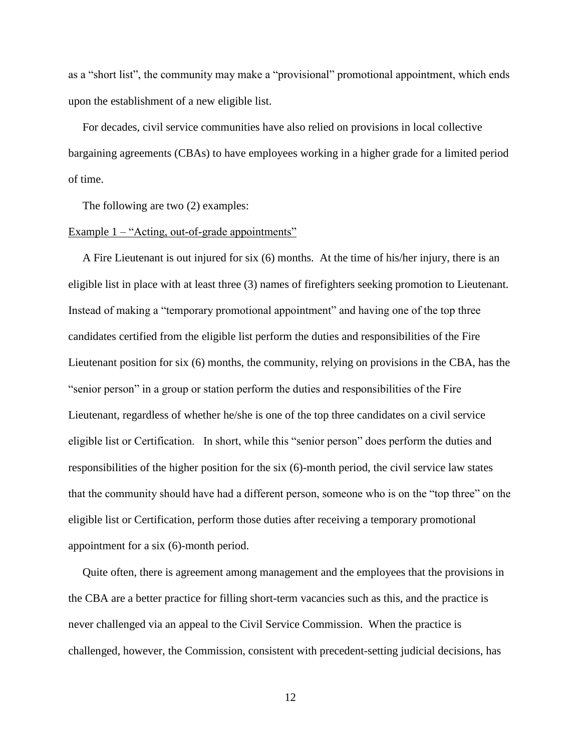as a "short list", the community may make a "provisional" promotional appointment, which ends upon the establishment of a new eligible list.

For decades, civil service communities have also relied on provisions in local collective bargaining agreements (CBAs) to have employees working in a higher grade for a limited period of time.

The following are two (2) examples:

<u>Example 1 – "Acting, out-of-grade appointments"</u>

A Fire Lieutenant is out injured for six (6) months. At the time of his/her injury, there is an eligible list in place with at least three (3) names of firefighters seeking promotion to Lieutenant. Instead of making a "temporary promotional appointment" and having one of the top three candidates certified from the eligible list perform the duties and responsibilities of the Fire Lieutenant position for six (6) months, the community, relying on provisions in the CBA, has the "senior person" in a group or station perform the duties and responsibilities of the Fire Lieutenant, regardless of whether he/she is one of the top three candidates on a civil service eligible list or Certification. In short, while this "senior person" does perform the duties and responsibilities of the higher position for the six (6)-month period, the civil service law states that the community should have had a different person, someone who is on the "top three" on the eligible list or Certification, perform those duties after receiving a temporary promotional appointment for a six (6)-month period.

Quite often, there is agreement among management and the employees that the provisions in the CBA are a better practice for filling short-term vacancies such as this, and the practice is never challenged via an appeal to the Civil Service Commission. When the practice is challenged, however, the Commission, consistent with precedent-setting judicial decisions, has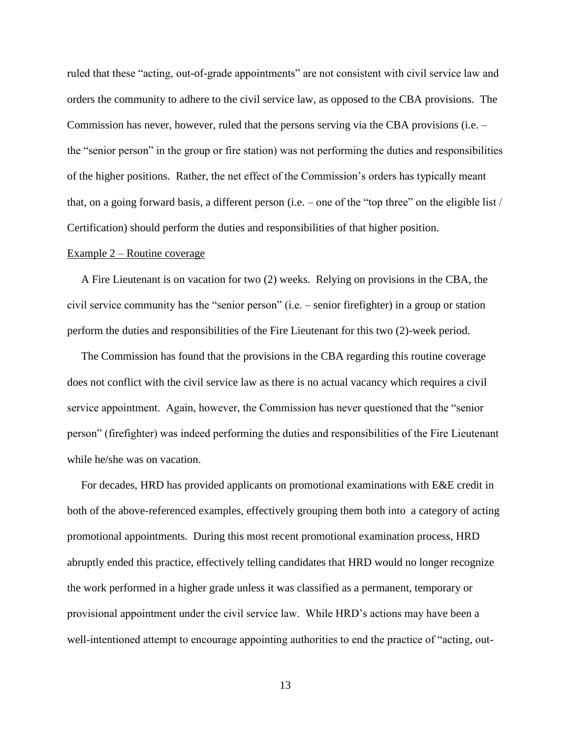ruled that these "acting, out-of-grade appointments" are not consistent with civil service law and orders the community to adhere to the civil service law, as opposed to the CBA provisions. The Commission has never, however, ruled that the persons serving via the CBA provisions (i.e. – the "senior person" in the group or fire station) was not performing the duties and responsibilities of the higher positions. Rather, the net effect of the Commission's orders has typically meant that, on a going forward basis, a different person (i.e. – one of the "top three" on the eligible list / Certification) should perform the duties and responsibilities of that higher position.

Example 2 – Routine coverage

A Fire Lieutenant is on vacation for two (2) weeks. Relying on provisions in the CBA, the civil service community has the "senior person" (i.e. – senior firefighter) in a group or station perform the duties and responsibilities of the Fire Lieutenant for this two (2)-week period.

The Commission has found that the provisions in the CBA regarding this routine coverage does not conflict with the civil service law as there is no actual vacancy which requires a civil service appointment. Again, however, the Commission has never questioned that the "senior person" (firefighter) was indeed performing the duties and responsibilities of the Fire Lieutenant while he/she was on vacation.

For decades, HRD has provided applicants on promotional examinations with E&E credit in both of the above-referenced examples, effectively grouping them both into a category of acting promotional appointments. During this most recent promotional examination process, HRD abruptly ended this practice, effectively telling candidates that HRD would no longer recognize the work performed in a higher grade unless it was classified as a permanent, temporary or provisional appointment under the civil service law. While HRD's actions may have been a well-intentioned attempt to encourage appointing authorities to end the practice of "acting, out-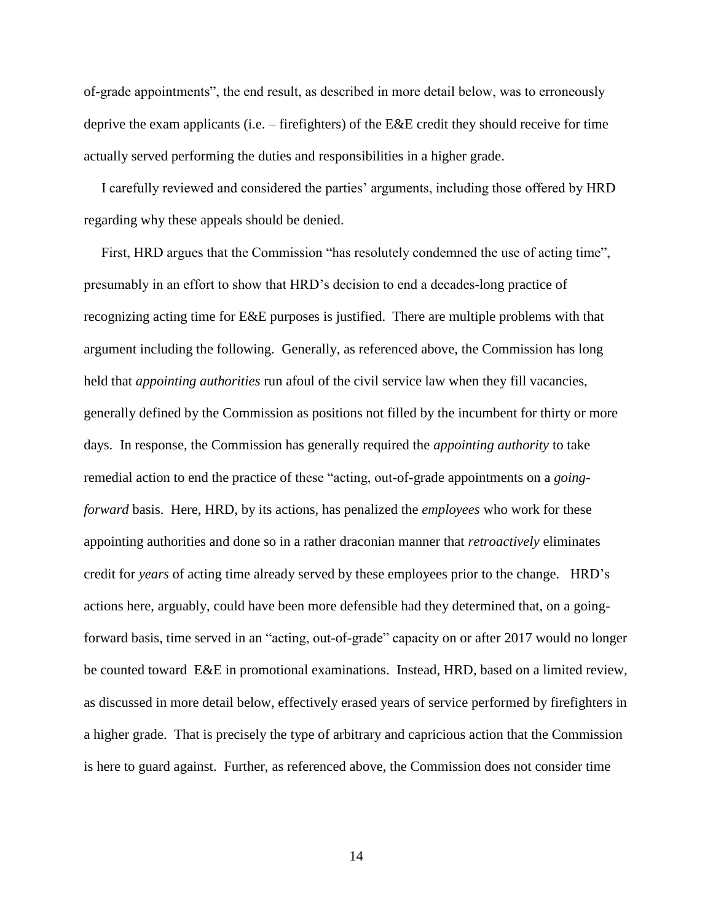of-grade appointments", the end result, as described in more detail below, was to erroneously deprive the exam applicants (i.e. – firefighters) of the E&E credit they should receive for time actually served performing the duties and responsibilities in a higher grade.

I carefully reviewed and considered the parties' arguments, including those offered by HRD regarding why these appeals should be denied.

First, HRD argues that the Commission "has resolutely condemned the use of acting time", presumably in an effort to show that HRD's decision to end a decades-long practice of recognizing acting time for E&E purposes is justified. There are multiple problems with that argument including the following. Generally, as referenced above, the Commission has long held that *appointing authorities* run afoul of the civil service law when they fill vacancies, generally defined by the Commission as positions not filled by the incumbent for thirty or more days. In response, the Commission has generally required the *appointing authority* to take remedial action to end the practice of these "acting, out-of-grade appointments on a *going-forward* basis. Here, HRD, by its actions, has penalized the *employees* who work for these appointing authorities and done so in a rather draconian manner that *retroactively* eliminates credit for *years* of acting time already served by these employees prior to the change. HRD's actions here, arguably, could have been more defensible had they determined that, on a going-forward basis, time served in an "acting, out-of-grade" capacity on or after 2017 would no longer be counted toward E&E in promotional examinations. Instead, HRD, based on a limited review, as discussed in more detail below, effectively erased years of service performed by firefighters in a higher grade. That is precisely the type of arbitrary and capricious action that the Commission is here to guard against. Further, as referenced above, the Commission does not consider time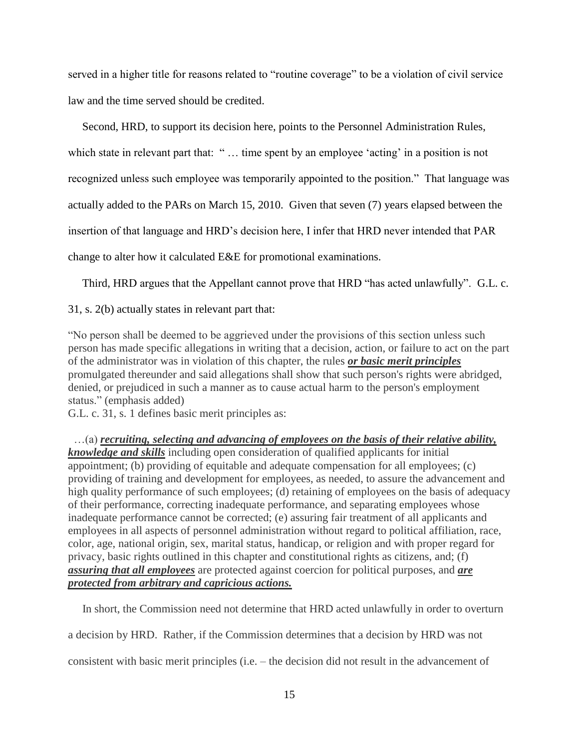served in a higher title for reasons related to "routine coverage" to be a violation of civil service law and the time served should be credited.

Second, HRD, to support its decision here, points to the Personnel Administration Rules, which state in relevant part that: " … time spent by an employee 'acting' in a position is not recognized unless such employee was temporarily appointed to the position." That language was actually added to the PARs on March 15, 2010. Given that seven (7) years elapsed between the insertion of that language and HRD's decision here, I infer that HRD never intended that PAR change to alter how it calculated E&E for promotional examinations.

Third, HRD argues that the Appellant cannot prove that HRD "has acted unlawfully". G.L. c. 31, s. 2(b) actually states in relevant part that:

> "No person shall be deemed to be aggrieved under the provisions of this section unless such person has made specific allegations in writing that a decision, action, or failure to act on the part of the administrator was in violation of this chapter, the rules ***or basic merit principles*** promulgated thereunder and said allegations shall show that such person's rights were abridged, denied, or prejudiced in such a manner as to cause actual harm to the person's employment status." (emphasis added)

G.L. c. 31, s. 1 defines basic merit principles as:

> …(a) ***recruiting, selecting and advancing of employees on the basis of their relative ability, knowledge and skills*** including open consideration of qualified applicants for initial appointment; (b) providing of equitable and adequate compensation for all employees; (c) providing of training and development for employees, as needed, to assure the advancement and high quality performance of such employees; (d) retaining of employees on the basis of adequacy of their performance, correcting inadequate performance, and separating employees whose inadequate performance cannot be corrected; (e) assuring fair treatment of all applicants and employees in all aspects of personnel administration without regard to political affiliation, race, color, age, national origin, sex, marital status, handicap, or religion and with proper regard for privacy, basic rights outlined in this chapter and constitutional rights as citizens, and; (f) ***assuring that all employees*** are protected against coercion for political purposes, and ***are protected from arbitrary and capricious actions.***

In short, the Commission need not determine that HRD acted unlawfully in order to overturn a decision by HRD. Rather, if the Commission determines that a decision by HRD was not consistent with basic merit principles (i.e. – the decision did not result in the advancement of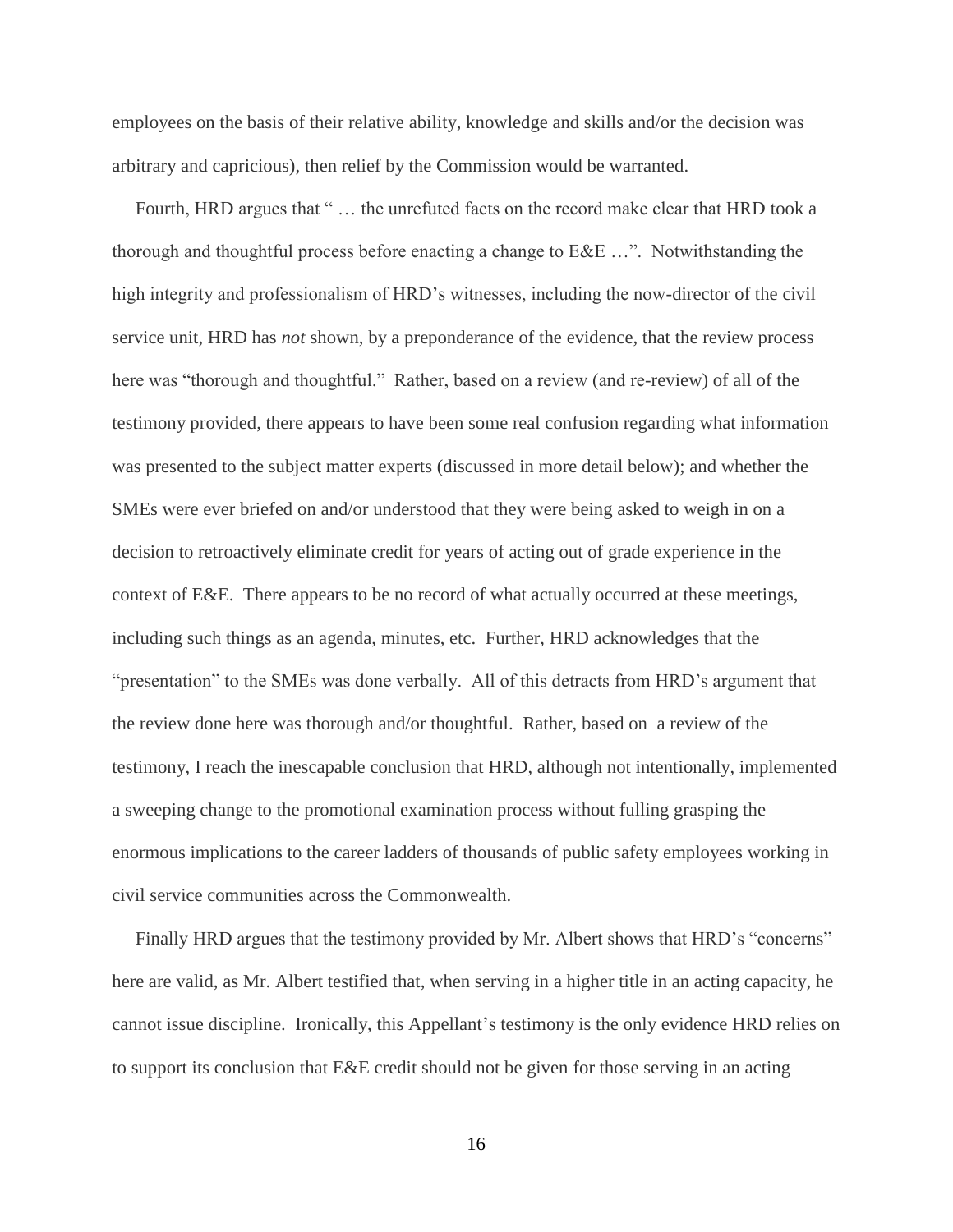employees on the basis of their relative ability, knowledge and skills and/or the decision was arbitrary and capricious), then relief by the Commission would be warranted.

Fourth, HRD argues that " … the unrefuted facts on the record make clear that HRD took a thorough and thoughtful process before enacting a change to E&E …". Notwithstanding the high integrity and professionalism of HRD's witnesses, including the now-director of the civil service unit, HRD has *not* shown, by a preponderance of the evidence, that the review process here was "thorough and thoughtful." Rather, based on a review (and re-review) of all of the testimony provided, there appears to have been some real confusion regarding what information was presented to the subject matter experts (discussed in more detail below); and whether the SMEs were ever briefed on and/or understood that they were being asked to weigh in on a decision to retroactively eliminate credit for years of acting out of grade experience in the context of E&E. There appears to be no record of what actually occurred at these meetings, including such things as an agenda, minutes, etc. Further, HRD acknowledges that the "presentation" to the SMEs was done verbally. All of this detracts from HRD's argument that the review done here was thorough and/or thoughtful. Rather, based on a review of the testimony, I reach the inescapable conclusion that HRD, although not intentionally, implemented a sweeping change to the promotional examination process without fulling grasping the enormous implications to the career ladders of thousands of public safety employees working in civil service communities across the Commonwealth.

Finally HRD argues that the testimony provided by Mr. Albert shows that HRD's "concerns" here are valid, as Mr. Albert testified that, when serving in a higher title in an acting capacity, he cannot issue discipline. Ironically, this Appellant's testimony is the only evidence HRD relies on to support its conclusion that E&E credit should not be given for those serving in an acting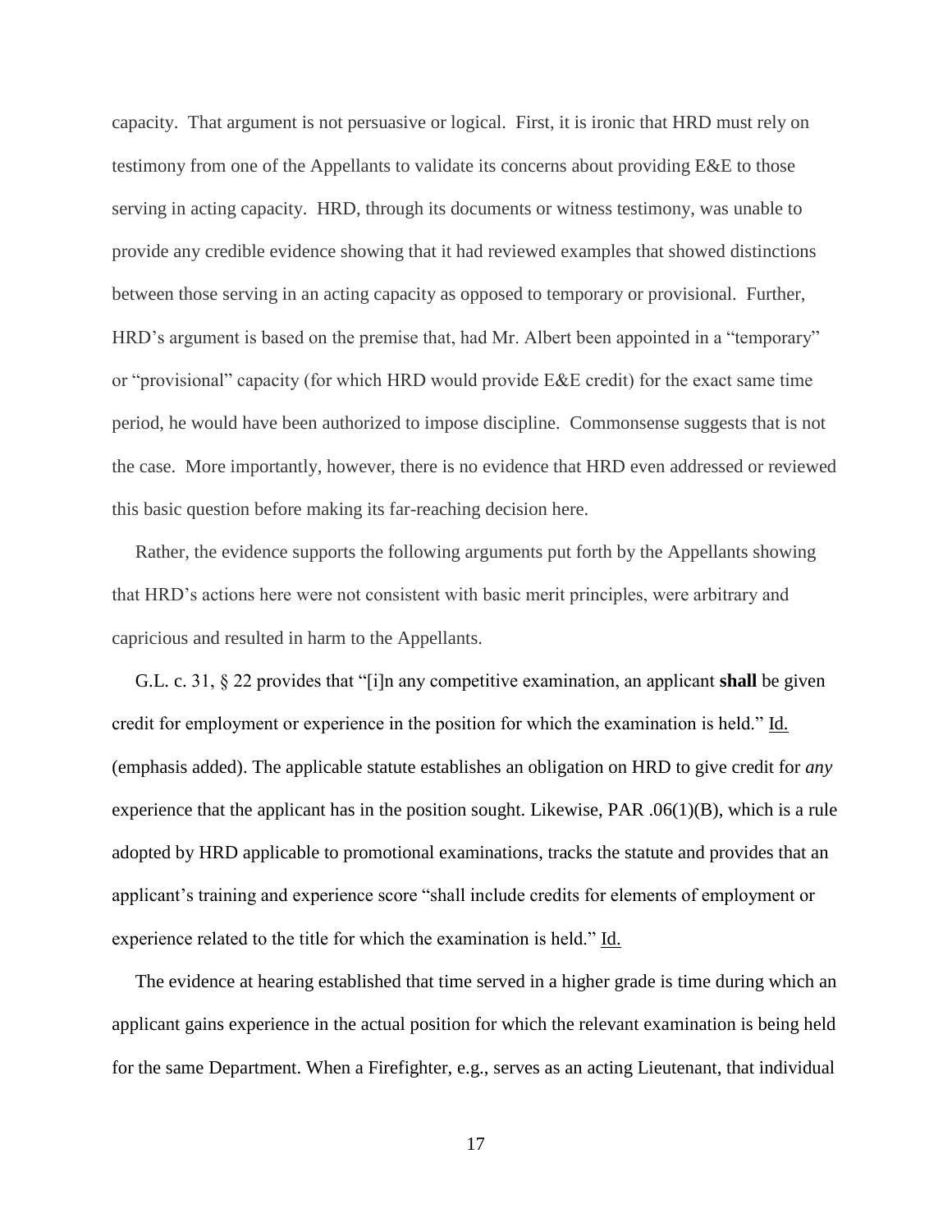capacity. That argument is not persuasive or logical. First, it is ironic that HRD must rely on testimony from one of the Appellants to validate its concerns about providing E&E to those serving in acting capacity. HRD, through its documents or witness testimony, was unable to provide any credible evidence showing that it had reviewed examples that showed distinctions between those serving in an acting capacity as opposed to temporary or provisional. Further, HRD's argument is based on the premise that, had Mr. Albert been appointed in a "temporary" or "provisional" capacity (for which HRD would provide E&E credit) for the exact same time period, he would have been authorized to impose discipline. Commonsense suggests that is not the case. More importantly, however, there is no evidence that HRD even addressed or reviewed this basic question before making its far-reaching decision here.

Rather, the evidence supports the following arguments put forth by the Appellants showing that HRD's actions here were not consistent with basic merit principles, were arbitrary and capricious and resulted in harm to the Appellants.

G.L. c. 31, § 22 provides that "[i]n any competitive examination, an applicant **shall** be given credit for employment or experience in the position for which the examination is held." Id. (emphasis added). The applicable statute establishes an obligation on HRD to give credit for *any* experience that the applicant has in the position sought. Likewise, PAR .06(1)(B), which is a rule adopted by HRD applicable to promotional examinations, tracks the statute and provides that an applicant's training and experience score "shall include credits for elements of employment or experience related to the title for which the examination is held." Id.

The evidence at hearing established that time served in a higher grade is time during which an applicant gains experience in the actual position for which the relevant examination is being held for the same Department. When a Firefighter, e.g., serves as an acting Lieutenant, that individual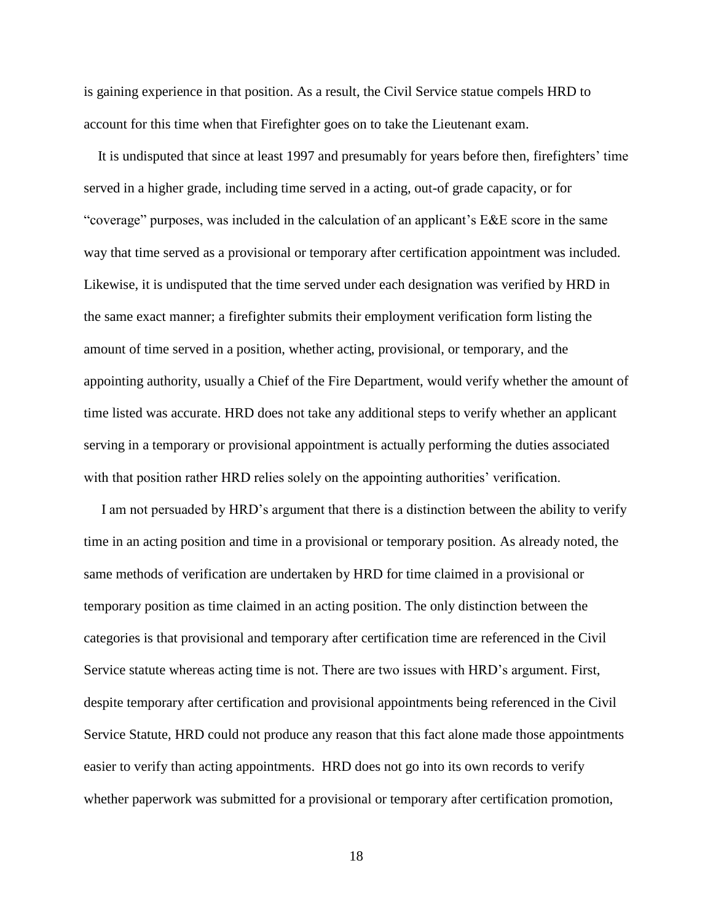is gaining experience in that position. As a result, the Civil Service statue compels HRD to account for this time when that Firefighter goes on to take the Lieutenant exam.

It is undisputed that since at least 1997 and presumably for years before then, firefighters' time served in a higher grade, including time served in a acting, out-of grade capacity, or for "coverage" purposes, was included in the calculation of an applicant's E&E score in the same way that time served as a provisional or temporary after certification appointment was included. Likewise, it is undisputed that the time served under each designation was verified by HRD in the same exact manner; a firefighter submits their employment verification form listing the amount of time served in a position, whether acting, provisional, or temporary, and the appointing authority, usually a Chief of the Fire Department, would verify whether the amount of time listed was accurate. HRD does not take any additional steps to verify whether an applicant serving in a temporary or provisional appointment is actually performing the duties associated with that position rather HRD relies solely on the appointing authorities' verification.

I am not persuaded by HRD's argument that there is a distinction between the ability to verify time in an acting position and time in a provisional or temporary position. As already noted, the same methods of verification are undertaken by HRD for time claimed in a provisional or temporary position as time claimed in an acting position. The only distinction between the categories is that provisional and temporary after certification time are referenced in the Civil Service statute whereas acting time is not. There are two issues with HRD's argument. First, despite temporary after certification and provisional appointments being referenced in the Civil Service Statute, HRD could not produce any reason that this fact alone made those appointments easier to verify than acting appointments. HRD does not go into its own records to verify whether paperwork was submitted for a provisional or temporary after certification promotion,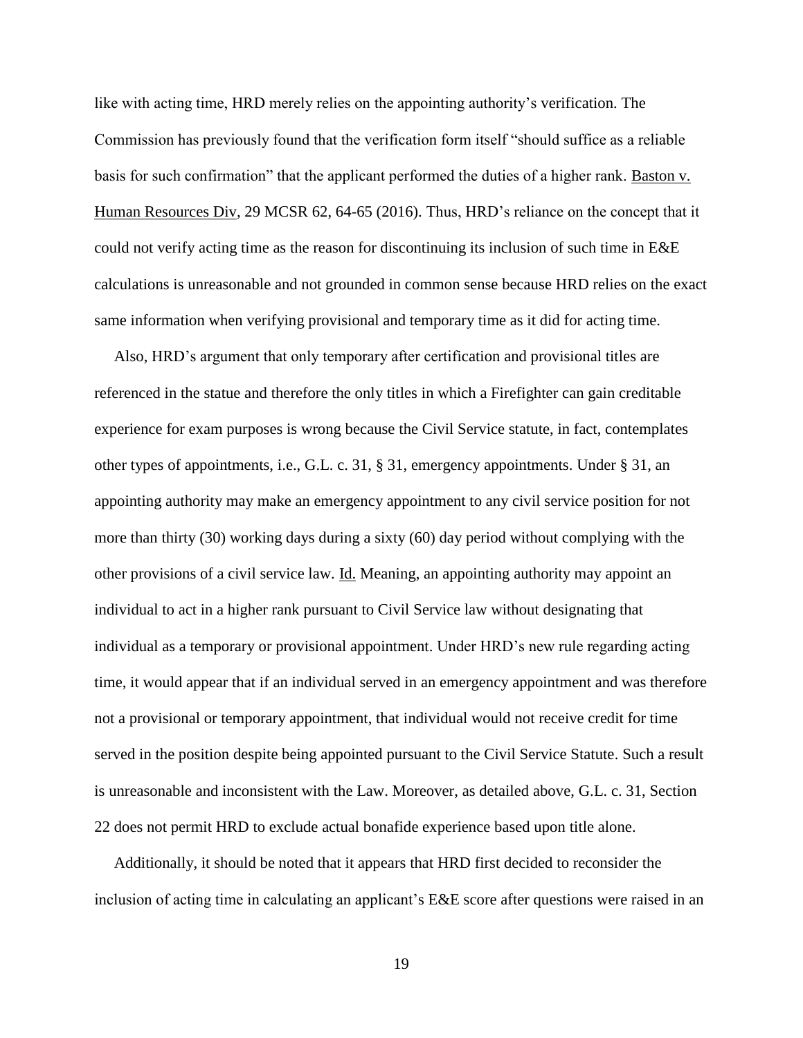like with acting time, HRD merely relies on the appointing authority's verification. The Commission has previously found that the verification form itself "should suffice as a reliable basis for such confirmation" that the applicant performed the duties of a higher rank. Baston v. Human Resources Div, 29 MCSR 62, 64-65 (2016). Thus, HRD's reliance on the concept that it could not verify acting time as the reason for discontinuing its inclusion of such time in E&E calculations is unreasonable and not grounded in common sense because HRD relies on the exact same information when verifying provisional and temporary time as it did for acting time.

Also, HRD's argument that only temporary after certification and provisional titles are referenced in the statue and therefore the only titles in which a Firefighter can gain creditable experience for exam purposes is wrong because the Civil Service statute, in fact, contemplates other types of appointments, i.e., G.L. c. 31, § 31, emergency appointments. Under § 31, an appointing authority may make an emergency appointment to any civil service position for not more than thirty (30) working days during a sixty (60) day period without complying with the other provisions of a civil service law. Id. Meaning, an appointing authority may appoint an individual to act in a higher rank pursuant to Civil Service law without designating that individual as a temporary or provisional appointment. Under HRD's new rule regarding acting time, it would appear that if an individual served in an emergency appointment and was therefore not a provisional or temporary appointment, that individual would not receive credit for time served in the position despite being appointed pursuant to the Civil Service Statute. Such a result is unreasonable and inconsistent with the Law. Moreover, as detailed above, G.L. c. 31, Section 22 does not permit HRD to exclude actual bonafide experience based upon title alone.

Additionally, it should be noted that it appears that HRD first decided to reconsider the inclusion of acting time in calculating an applicant's E&E score after questions were raised in an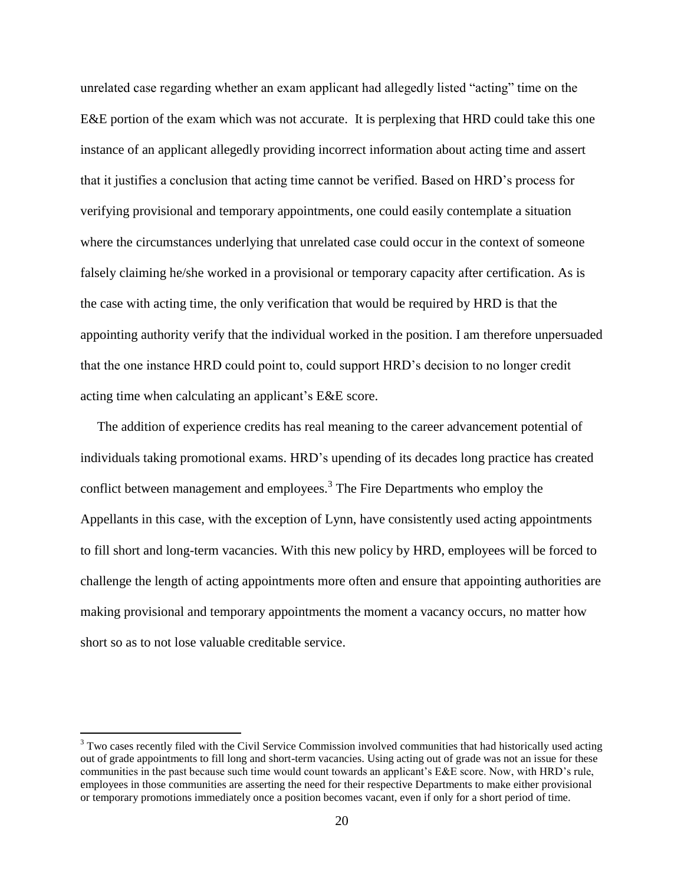unrelated case regarding whether an exam applicant had allegedly listed "acting" time on the E&E portion of the exam which was not accurate. It is perplexing that HRD could take this one instance of an applicant allegedly providing incorrect information about acting time and assert that it justifies a conclusion that acting time cannot be verified. Based on HRD's process for verifying provisional and temporary appointments, one could easily contemplate a situation where the circumstances underlying that unrelated case could occur in the context of someone falsely claiming he/she worked in a provisional or temporary capacity after certification. As is the case with acting time, the only verification that would be required by HRD is that the appointing authority verify that the individual worked in the position. I am therefore unpersuaded that the one instance HRD could point to, could support HRD's decision to no longer credit acting time when calculating an applicant's E&E score.

The addition of experience credits has real meaning to the career advancement potential of individuals taking promotional exams. HRD's upending of its decades long practice has created conflict between management and employees.[3] The Fire Departments who employ the Appellants in this case, with the exception of Lynn, have consistently used acting appointments to fill short and long-term vacancies. With this new policy by HRD, employees will be forced to challenge the length of acting appointments more often and ensure that appointing authorities are making provisional and temporary appointments the moment a vacancy occurs, no matter how short so as to not lose valuable creditable service.

[3] Two cases recently filed with the Civil Service Commission involved communities that had historically used acting out of grade appointments to fill long and short-term vacancies. Using acting out of grade was not an issue for these communities in the past because such time would count towards an applicant's E&E score. Now, with HRD's rule, employees in those communities are asserting the need for their respective Departments to make either provisional or temporary promotions immediately once a position becomes vacant, even if only for a short period of time.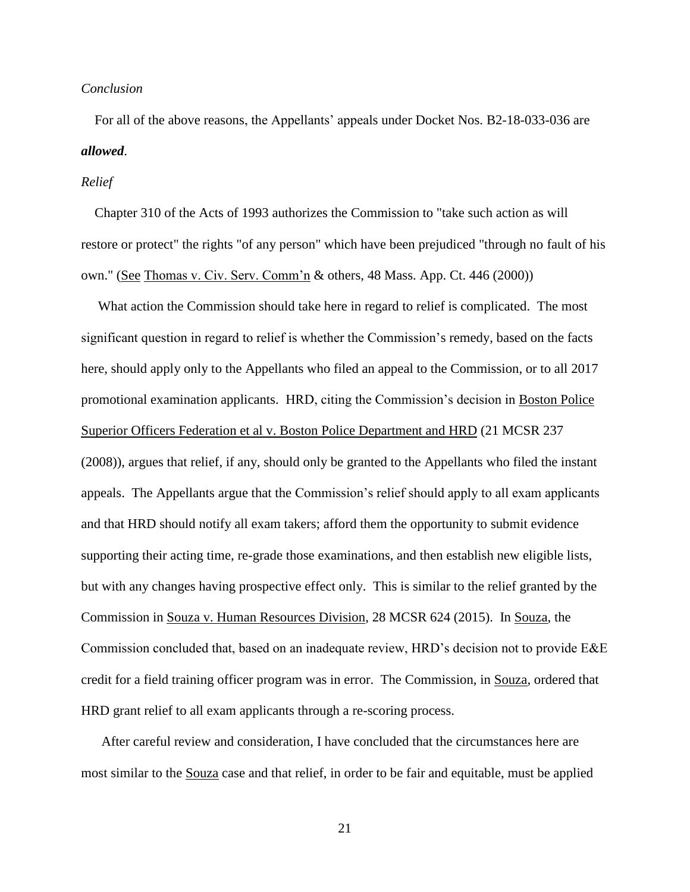*Conclusion*

For all of the above reasons, the Appellants' appeals under Docket Nos. B2-18-033-036 are ***allowed***.

*Relief*

Chapter 310 of the Acts of 1993 authorizes the Commission to "take such action as will restore or protect" the rights "of any person" which have been prejudiced "through no fault of his own." (See Thomas v. Civ. Serv. Comm'n & others, 48 Mass. App. Ct. 446 (2000))

What action the Commission should take here in regard to relief is complicated. The most significant question in regard to relief is whether the Commission's remedy, based on the facts here, should apply only to the Appellants who filed an appeal to the Commission, or to all 2017 promotional examination applicants. HRD, citing the Commission's decision in Boston Police Superior Officers Federation et al v. Boston Police Department and HRD (21 MCSR 237 (2008)), argues that relief, if any, should only be granted to the Appellants who filed the instant appeals. The Appellants argue that the Commission's relief should apply to all exam applicants and that HRD should notify all exam takers; afford them the opportunity to submit evidence supporting their acting time, re-grade those examinations, and then establish new eligible lists, but with any changes having prospective effect only. This is similar to the relief granted by the Commission in Souza v. Human Resources Division, 28 MCSR 624 (2015). In Souza, the Commission concluded that, based on an inadequate review, HRD's decision not to provide E&E credit for a field training officer program was in error. The Commission, in Souza, ordered that HRD grant relief to all exam applicants through a re-scoring process.

After careful review and consideration, I have concluded that the circumstances here are most similar to the Souza case and that relief, in order to be fair and equitable, must be applied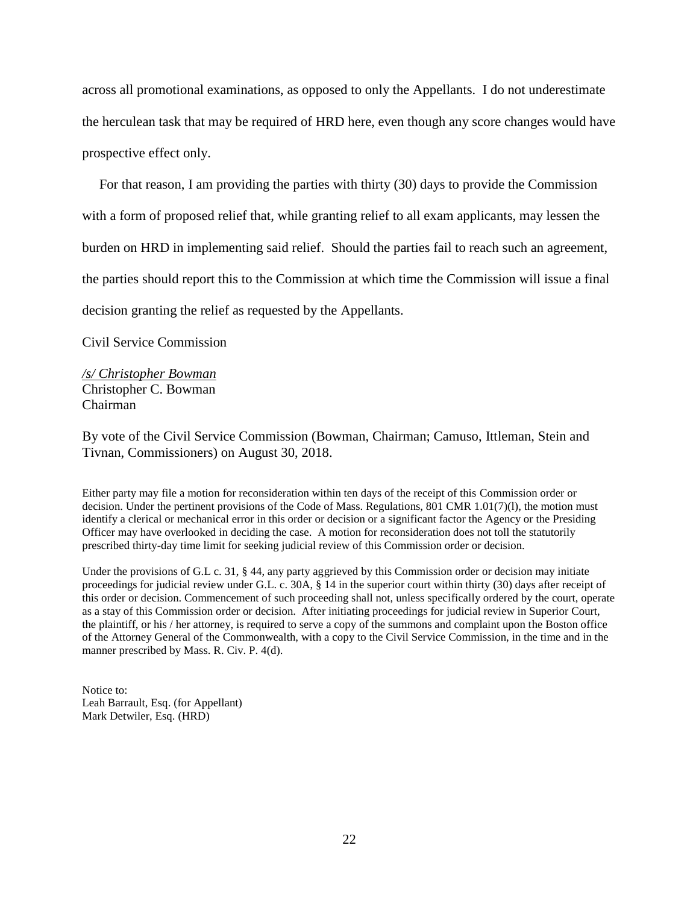across all promotional examinations, as opposed to only the Appellants. I do not underestimate the herculean task that may be required of HRD here, even though any score changes would have prospective effect only.

For that reason, I am providing the parties with thirty (30) days to provide the Commission with a form of proposed relief that, while granting relief to all exam applicants, may lessen the burden on HRD in implementing said relief. Should the parties fail to reach such an agreement, the parties should report this to the Commission at which time the Commission will issue a final decision granting the relief as requested by the Appellants.

Civil Service Commission

*/s/ Christopher Bowman*
Christopher C. Bowman
Chairman

By vote of the Civil Service Commission (Bowman, Chairman; Camuso, Ittleman, Stein and Tivnan, Commissioners) on August 30, 2018.

Either party may file a motion for reconsideration within ten days of the receipt of this Commission order or decision. Under the pertinent provisions of the Code of Mass. Regulations, 801 CMR 1.01(7)(l), the motion must identify a clerical or mechanical error in this order or decision or a significant factor the Agency or the Presiding Officer may have overlooked in deciding the case. A motion for reconsideration does not toll the statutorily prescribed thirty-day time limit for seeking judicial review of this Commission order or decision.

Under the provisions of G.L c. 31, § 44, any party aggrieved by this Commission order or decision may initiate proceedings for judicial review under G.L. c. 30A, § 14 in the superior court within thirty (30) days after receipt of this order or decision. Commencement of such proceeding shall not, unless specifically ordered by the court, operate as a stay of this Commission order or decision. After initiating proceedings for judicial review in Superior Court, the plaintiff, or his / her attorney, is required to serve a copy of the summons and complaint upon the Boston office of the Attorney General of the Commonwealth, with a copy to the Civil Service Commission, in the time and in the manner prescribed by Mass. R. Civ. P. 4(d).

Notice to:
Leah Barrault, Esq. (for Appellant)
Mark Detwiler, Esq. (HRD)